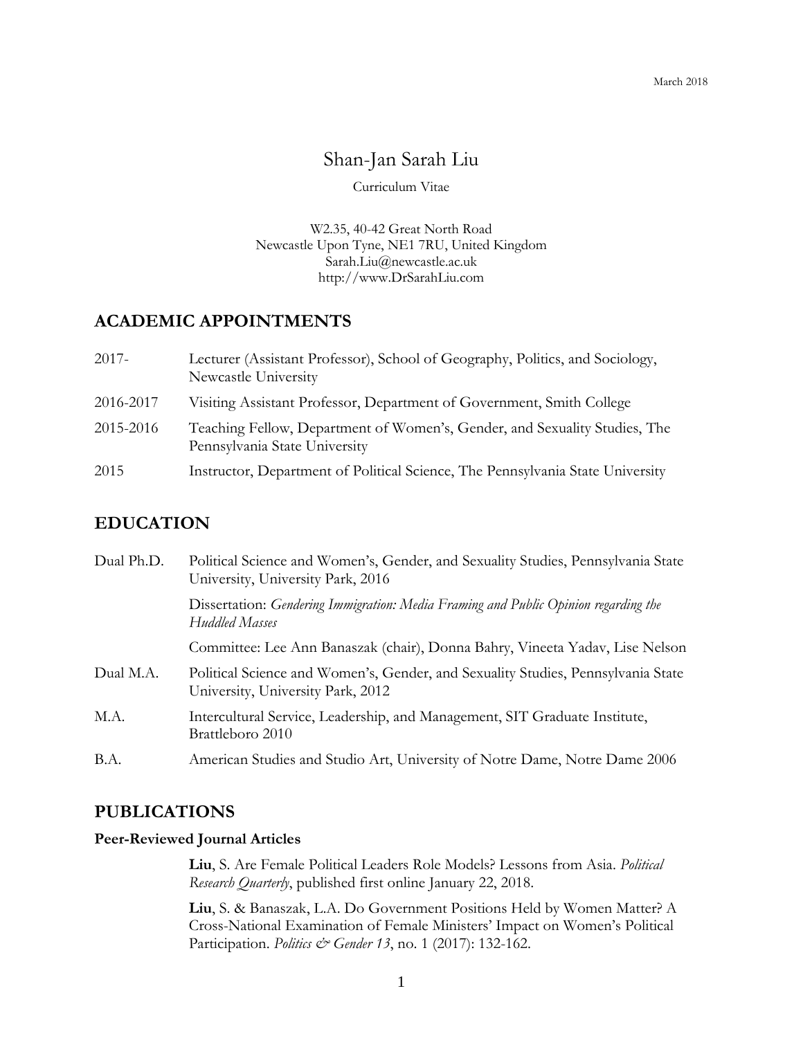March 2018

# Shan-Jan Sarah Liu

Curriculum Vitae

W2.35, 40-42 Great North Road
Newcastle Upon Tyne, NE1 7RU, United Kingdom
Sarah.Liu@newcastle.ac.uk
http://www.DrSarahLiu.com

## ACADEMIC APPOINTMENTS

2017- Lecturer (Assistant Professor), School of Geography, Politics, and Sociology, Newcastle University

2016-2017 Visiting Assistant Professor, Department of Government, Smith College

2015-2016 Teaching Fellow, Department of Women's, Gender, and Sexuality Studies, The Pennsylvania State University

2015 Instructor, Department of Political Science, The Pennsylvania State University

## EDUCATION

Dual Ph.D. Political Science and Women's, Gender, and Sexuality Studies, Pennsylvania State University, University Park, 2016

Dissertation: *Gendering Immigration: Media Framing and Public Opinion regarding the Huddled Masses*

Committee: Lee Ann Banaszak (chair), Donna Bahry, Vineeta Yadav, Lise Nelson

Dual M.A. Political Science and Women's, Gender, and Sexuality Studies, Pennsylvania State University, University Park, 2012

M.A. Intercultural Service, Leadership, and Management, SIT Graduate Institute, Brattleboro 2010

B.A. American Studies and Studio Art, University of Notre Dame, Notre Dame 2006

## PUBLICATIONS

### Peer-Reviewed Journal Articles

**Liu**, S. Are Female Political Leaders Role Models? Lessons from Asia. *Political Research Quarterly*, published first online January 22, 2018.

**Liu**, S. & Banaszak, L.A. Do Government Positions Held by Women Matter? A Cross-National Examination of Female Ministers' Impact on Women's Political Participation. *Politics & Gender 13*, no. 1 (2017): 132-162.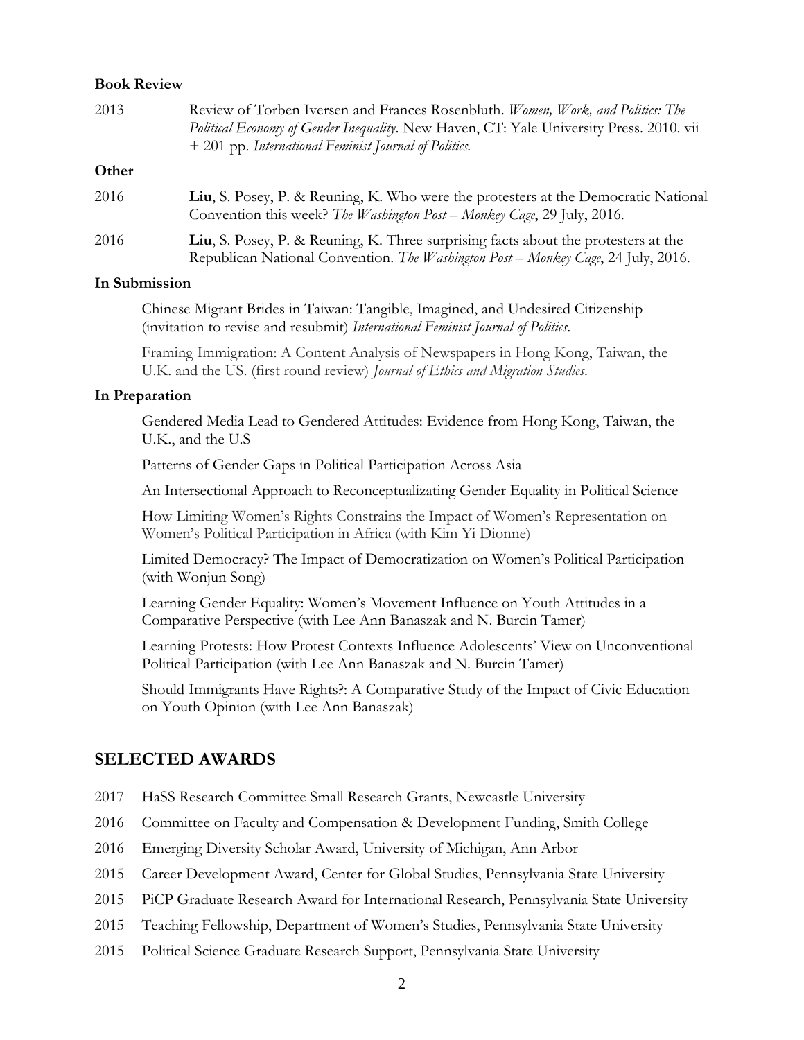**Book Review**

2013 Review of Torben Iversen and Frances Rosenbluth. *Women, Work, and Politics: The Political Economy of Gender Inequality*. New Haven, CT: Yale University Press. 2010. vii + 201 pp. *International Feminist Journal of Politics.*

**Other**

2016 **Liu**, S. Posey, P. & Reuning, K. Who were the protesters at the Democratic National Convention this week? *The Washington Post – Monkey Cage*, 29 July, 2016.

2016 **Liu**, S. Posey, P. & Reuning, K. Three surprising facts about the protesters at the Republican National Convention. *The Washington Post – Monkey Cage*, 24 July, 2016.

**In Submission**

Chinese Migrant Brides in Taiwan: Tangible, Imagined, and Undesired Citizenship (invitation to revise and resubmit) *International Feminist Journal of Politics*.

Framing Immigration: A Content Analysis of Newspapers in Hong Kong, Taiwan, the U.K. and the US. (first round review) *Journal of Ethics and Migration Studies*.

**In Preparation**

Gendered Media Lead to Gendered Attitudes: Evidence from Hong Kong, Taiwan, the U.K., and the U.S

Patterns of Gender Gaps in Political Participation Across Asia

An Intersectional Approach to Reconceptualizating Gender Equality in Political Science

How Limiting Women's Rights Constrains the Impact of Women's Representation on Women's Political Participation in Africa (with Kim Yi Dionne)

Limited Democracy? The Impact of Democratization on Women's Political Participation (with Wonjun Song)

Learning Gender Equality: Women's Movement Influence on Youth Attitudes in a Comparative Perspective (with Lee Ann Banaszak and N. Burcin Tamer)

Learning Protests: How Protest Contexts Influence Adolescents' View on Unconventional Political Participation (with Lee Ann Banaszak and N. Burcin Tamer)

Should Immigrants Have Rights?: A Comparative Study of the Impact of Civic Education on Youth Opinion (with Lee Ann Banaszak)

## SELECTED AWARDS

2017 HaSS Research Committee Small Research Grants, Newcastle University

2016 Committee on Faculty and Compensation & Development Funding, Smith College

2016 Emerging Diversity Scholar Award, University of Michigan, Ann Arbor

2015 Career Development Award, Center for Global Studies, Pennsylvania State University

2015 PiCP Graduate Research Award for International Research, Pennsylvania State University

2015 Teaching Fellowship, Department of Women's Studies, Pennsylvania State University

2015 Political Science Graduate Research Support, Pennsylvania State University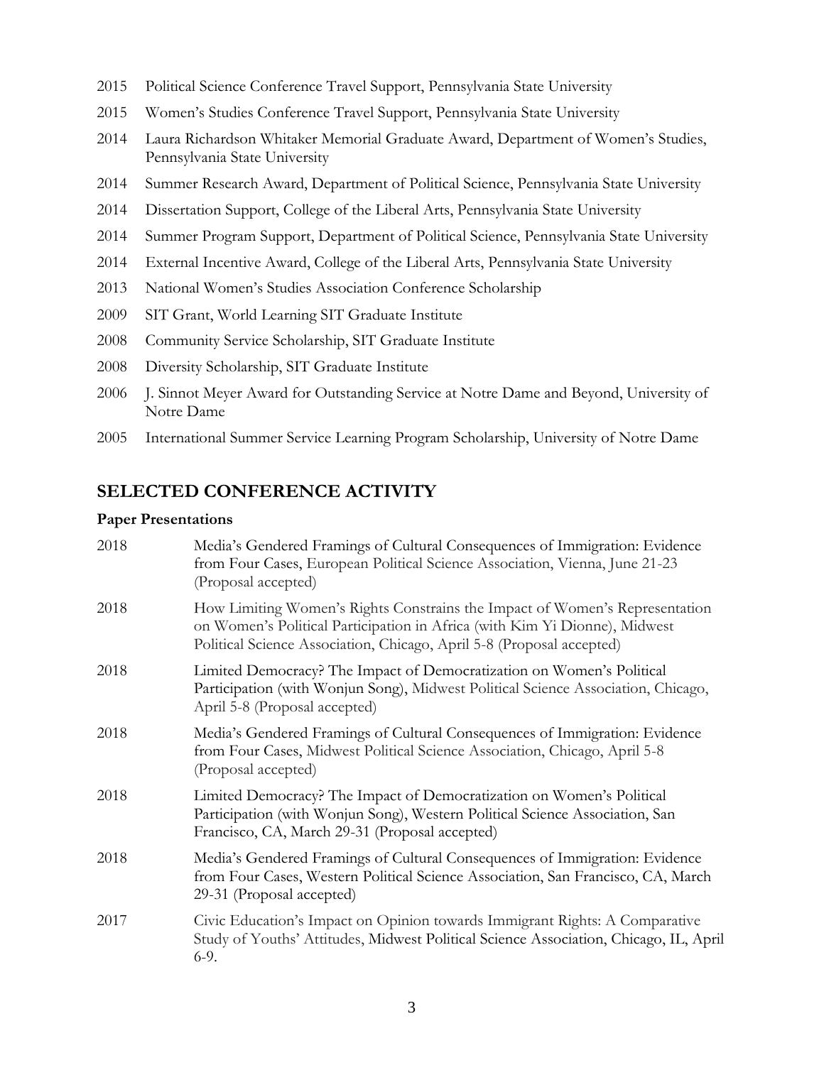2015 Political Science Conference Travel Support, Pennsylvania State University

2015 Women's Studies Conference Travel Support, Pennsylvania State University

2014 Laura Richardson Whitaker Memorial Graduate Award, Department of Women's Studies, Pennsylvania State University

2014 Summer Research Award, Department of Political Science, Pennsylvania State University

2014 Dissertation Support, College of the Liberal Arts, Pennsylvania State University

2014 Summer Program Support, Department of Political Science, Pennsylvania State University

2014 External Incentive Award, College of the Liberal Arts, Pennsylvania State University

2013 National Women's Studies Association Conference Scholarship

2009 SIT Grant, World Learning SIT Graduate Institute

2008 Community Service Scholarship, SIT Graduate Institute

2008 Diversity Scholarship, SIT Graduate Institute

2006 J. Sinnot Meyer Award for Outstanding Service at Notre Dame and Beyond, University of Notre Dame

2005 International Summer Service Learning Program Scholarship, University of Notre Dame

## SELECTED CONFERENCE ACTIVITY

### Paper Presentations

2018 Media's Gendered Framings of Cultural Consequences of Immigration: Evidence from Four Cases, European Political Science Association, Vienna, June 21-23 (Proposal accepted)

2018 How Limiting Women's Rights Constrains the Impact of Women's Representation on Women's Political Participation in Africa (with Kim Yi Dionne), Midwest Political Science Association, Chicago, April 5-8 (Proposal accepted)

2018 Limited Democracy? The Impact of Democratization on Women's Political Participation (with Wonjun Song), Midwest Political Science Association, Chicago, April 5-8 (Proposal accepted)

2018 Media's Gendered Framings of Cultural Consequences of Immigration: Evidence from Four Cases, Midwest Political Science Association, Chicago, April 5-8 (Proposal accepted)

2018 Limited Democracy? The Impact of Democratization on Women's Political Participation (with Wonjun Song), Western Political Science Association, San Francisco, CA, March 29-31 (Proposal accepted)

2018 Media's Gendered Framings of Cultural Consequences of Immigration: Evidence from Four Cases, Western Political Science Association, San Francisco, CA, March 29-31 (Proposal accepted)

2017 Civic Education's Impact on Opinion towards Immigrant Rights: A Comparative Study of Youths' Attitudes, Midwest Political Science Association, Chicago, IL, April 6-9.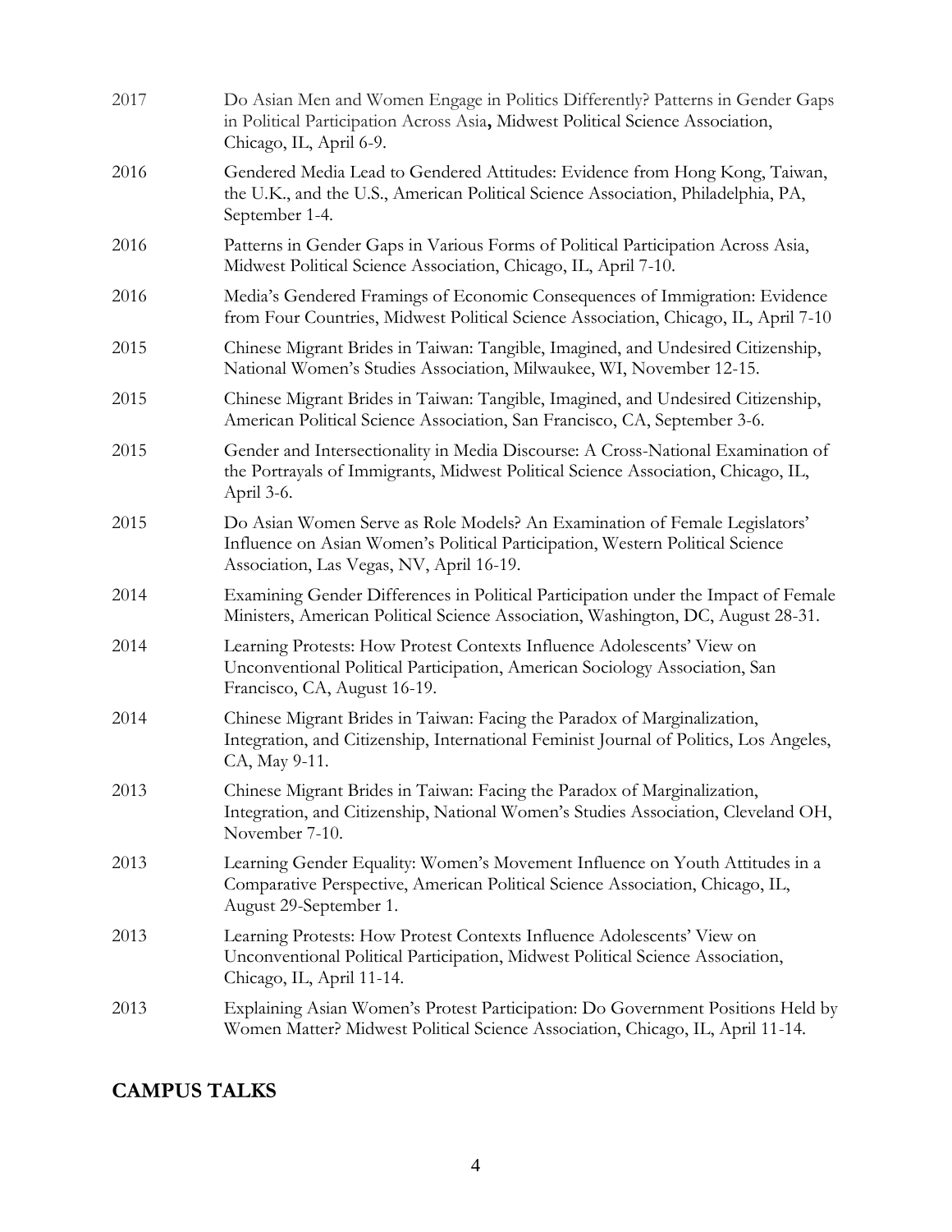2017 Do Asian Men and Women Engage in Politics Differently? Patterns in Gender Gaps in Political Participation Across Asia**,** Midwest Political Science Association, Chicago, IL, April 6-9.

2016 Gendered Media Lead to Gendered Attitudes: Evidence from Hong Kong, Taiwan, the U.K., and the U.S., American Political Science Association, Philadelphia, PA, September 1-4.

2016 Patterns in Gender Gaps in Various Forms of Political Participation Across Asia, Midwest Political Science Association, Chicago, IL, April 7-10.

2016 Media's Gendered Framings of Economic Consequences of Immigration: Evidence from Four Countries, Midwest Political Science Association, Chicago, IL, April 7-10

2015 Chinese Migrant Brides in Taiwan: Tangible, Imagined, and Undesired Citizenship, National Women's Studies Association, Milwaukee, WI, November 12-15.

2015 Chinese Migrant Brides in Taiwan: Tangible, Imagined, and Undesired Citizenship, American Political Science Association, San Francisco, CA, September 3-6.

2015 Gender and Intersectionality in Media Discourse: A Cross-National Examination of the Portrayals of Immigrants, Midwest Political Science Association, Chicago, IL, April 3-6.

2015 Do Asian Women Serve as Role Models? An Examination of Female Legislators' Influence on Asian Women's Political Participation, Western Political Science Association, Las Vegas, NV, April 16-19.

2014 Examining Gender Differences in Political Participation under the Impact of Female Ministers, American Political Science Association, Washington, DC, August 28-31.

2014 Learning Protests: How Protest Contexts Influence Adolescents' View on Unconventional Political Participation, American Sociology Association, San Francisco, CA, August 16-19.

2014 Chinese Migrant Brides in Taiwan: Facing the Paradox of Marginalization, Integration, and Citizenship, International Feminist Journal of Politics, Los Angeles, CA, May 9-11.

2013 Chinese Migrant Brides in Taiwan: Facing the Paradox of Marginalization, Integration, and Citizenship, National Women's Studies Association, Cleveland OH, November 7-10.

2013 Learning Gender Equality: Women's Movement Influence on Youth Attitudes in a Comparative Perspective, American Political Science Association, Chicago, IL, August 29-September 1.

2013 Learning Protests: How Protest Contexts Influence Adolescents' View on Unconventional Political Participation, Midwest Political Science Association, Chicago, IL, April 11-14.

2013 Explaining Asian Women's Protest Participation: Do Government Positions Held by Women Matter? Midwest Political Science Association, Chicago, IL, April 11-14.

## CAMPUS TALKS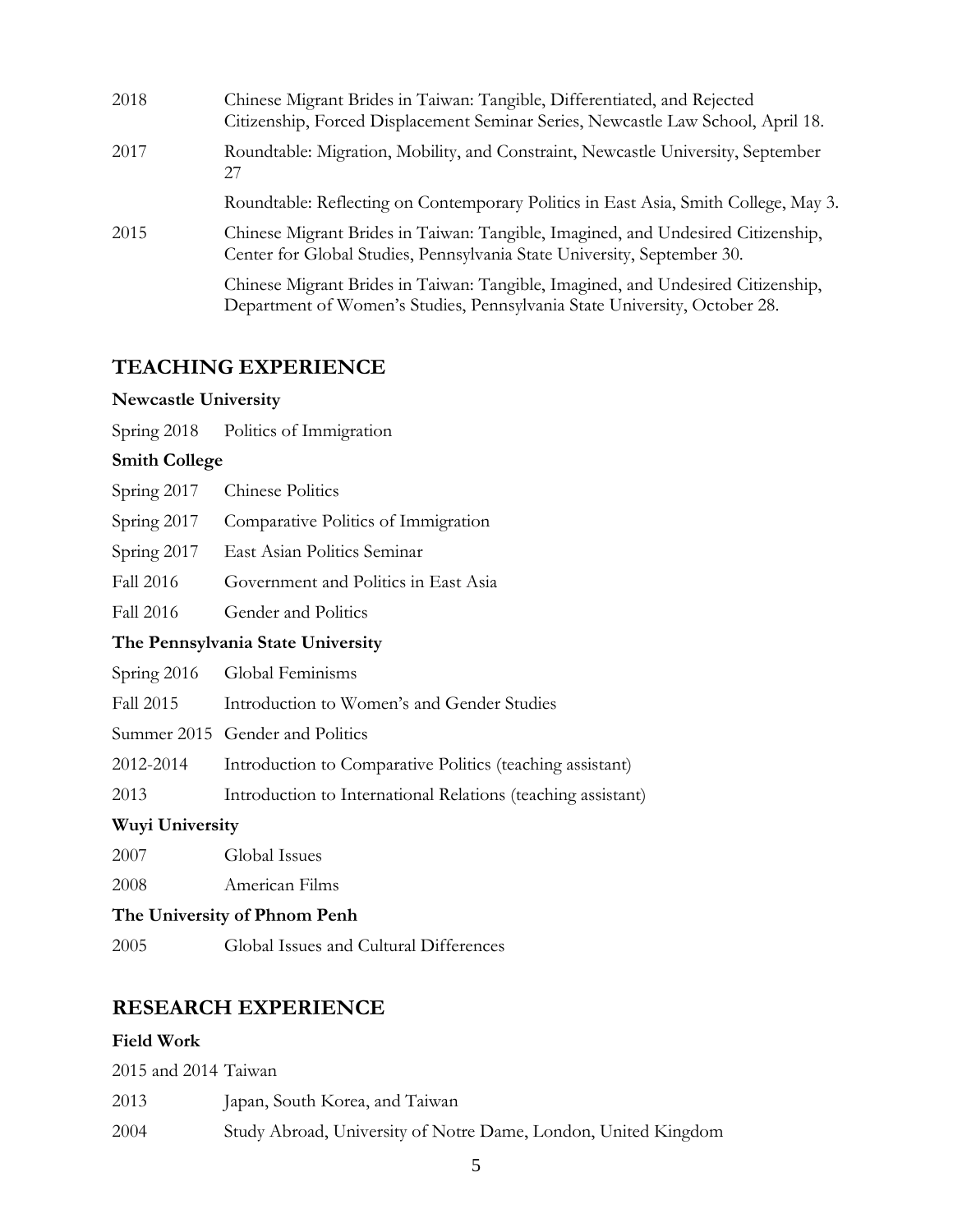| | |
|---|---|
| 2018 | Chinese Migrant Brides in Taiwan: Tangible, Differentiated, and Rejected Citizenship, Forced Displacement Seminar Series, Newcastle Law School, April 18. |
| 2017 | Roundtable: Migration, Mobility, and Constraint, Newcastle University, September 27 |
| | Roundtable: Reflecting on Contemporary Politics in East Asia, Smith College, May 3. |
| 2015 | Chinese Migrant Brides in Taiwan: Tangible, Imagined, and Undesired Citizenship, Center for Global Studies, Pennsylvania State University, September 30. |
| | Chinese Migrant Brides in Taiwan: Tangible, Imagined, and Undesired Citizenship, Department of Women's Studies, Pennsylvania State University, October 28. |

## TEACHING EXPERIENCE

**Newcastle University**

| | |
|---|---|
| Spring 2018 | Politics of Immigration |

**Smith College**

| | |
|---|---|
| Spring 2017 | Chinese Politics |
| Spring 2017 | Comparative Politics of Immigration |
| Spring 2017 | East Asian Politics Seminar |
| Fall 2016 | Government and Politics in East Asia |
| Fall 2016 | Gender and Politics |

**The Pennsylvania State University**

| | |
|---|---|
| Spring 2016 | Global Feminisms |
| Fall 2015 | Introduction to Women's and Gender Studies |
| Summer 2015 | Gender and Politics |
| 2012-2014 | Introduction to Comparative Politics (teaching assistant) |
| 2013 | Introduction to International Relations (teaching assistant) |

**Wuyi University**

| | |
|---|---|
| 2007 | Global Issues |
| 2008 | American Films |

**The University of Phnom Penh**

| | |
|---|---|
| 2005 | Global Issues and Cultural Differences |

## RESEARCH EXPERIENCE

**Field Work**

| | |
|---|---|
| 2015 and 2014 | Taiwan |
| 2013 | Japan, South Korea, and Taiwan |
| 2004 | Study Abroad, University of Notre Dame, London, United Kingdom |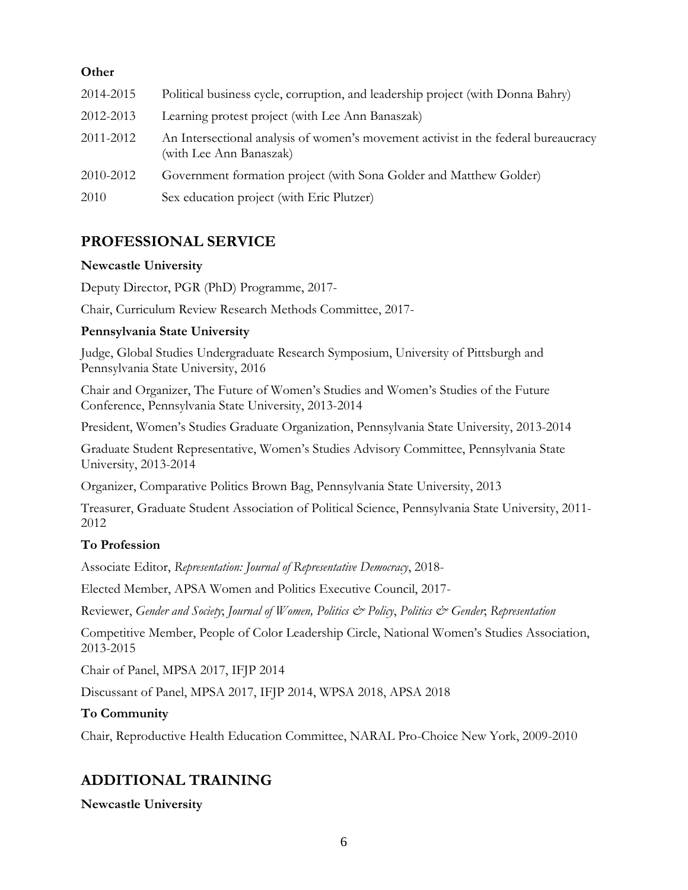**Other**

| | |
|---|---|
| 2014-2015 | Political business cycle, corruption, and leadership project (with Donna Bahry) |
| 2012-2013 | Learning protest project (with Lee Ann Banaszak) |
| 2011-2012 | An Intersectional analysis of women's movement activist in the federal bureaucracy (with Lee Ann Banaszak) |
| 2010-2012 | Government formation project (with Sona Golder and Matthew Golder) |
| 2010 | Sex education project (with Eric Plutzer) |

## PROFESSIONAL SERVICE

**Newcastle University**

Deputy Director, PGR (PhD) Programme, 2017-

Chair, Curriculum Review Research Methods Committee, 2017-

**Pennsylvania State University**

Judge, Global Studies Undergraduate Research Symposium, University of Pittsburgh and Pennsylvania State University, 2016

Chair and Organizer, The Future of Women's Studies and Women's Studies of the Future Conference, Pennsylvania State University, 2013-2014

President, Women's Studies Graduate Organization, Pennsylvania State University, 2013-2014

Graduate Student Representative, Women's Studies Advisory Committee, Pennsylvania State University, 2013-2014

Organizer, Comparative Politics Brown Bag, Pennsylvania State University, 2013

Treasurer, Graduate Student Association of Political Science, Pennsylvania State University, 2011-2012

**To Profession**

Associate Editor, *Representation: Journal of Representative Democracy*, 2018-

Elected Member, APSA Women and Politics Executive Council, 2017-

Reviewer, *Gender and Society*; *Journal of Women, Politics & Policy*, *Politics & Gender*; *Representation*

Competitive Member, People of Color Leadership Circle, National Women's Studies Association, 2013-2015

Chair of Panel, MPSA 2017, IFJP 2014

Discussant of Panel, MPSA 2017, IFJP 2014, WPSA 2018, APSA 2018

**To Community**

Chair, Reproductive Health Education Committee, NARAL Pro-Choice New York, 2009-2010

## ADDITIONAL TRAINING

**Newcastle University**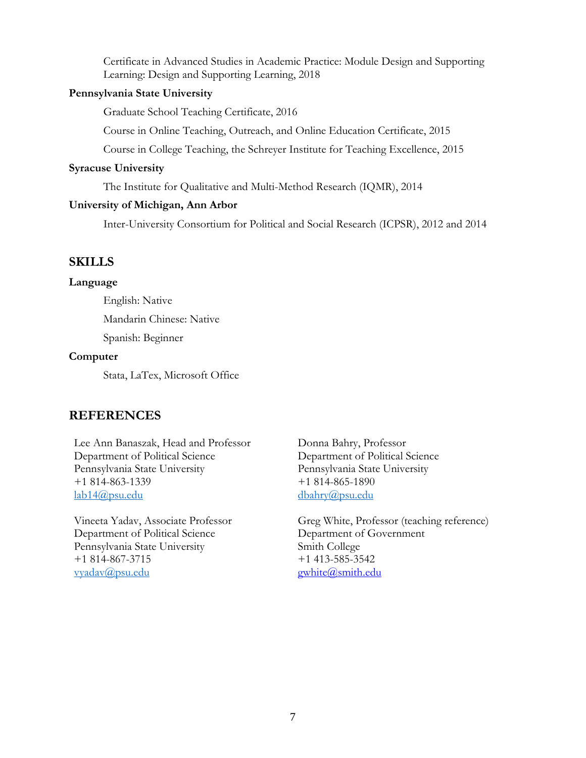Certificate in Advanced Studies in Academic Practice: Module Design and Supporting Learning: Design and Supporting Learning, 2018

**Pennsylvania State University**

Graduate School Teaching Certificate, 2016

Course in Online Teaching, Outreach, and Online Education Certificate, 2015

Course in College Teaching, the Schreyer Institute for Teaching Excellence, 2015

**Syracuse University**

The Institute for Qualitative and Multi-Method Research (IQMR), 2014

**University of Michigan, Ann Arbor**

Inter-University Consortium for Political and Social Research (ICPSR), 2012 and 2014

## SKILLS

**Language**

English: Native

Mandarin Chinese: Native

Spanish: Beginner

**Computer**

Stata, LaTex, Microsoft Office

## REFERENCES

Lee Ann Banaszak, Head and Professor
Department of Political Science
Pennsylvania State University
+1 814-863-1339
lab14@psu.edu

Donna Bahry, Professor
Department of Political Science
Pennsylvania State University
+1 814-865-1890
dbahry@psu.edu

Vineeta Yadav, Associate Professor
Department of Political Science
Pennsylvania State University
+1 814-867-3715
vyadav@psu.edu

Greg White, Professor (teaching reference)
Department of Government
Smith College
+1 413-585-3542
gwhite@smith.edu